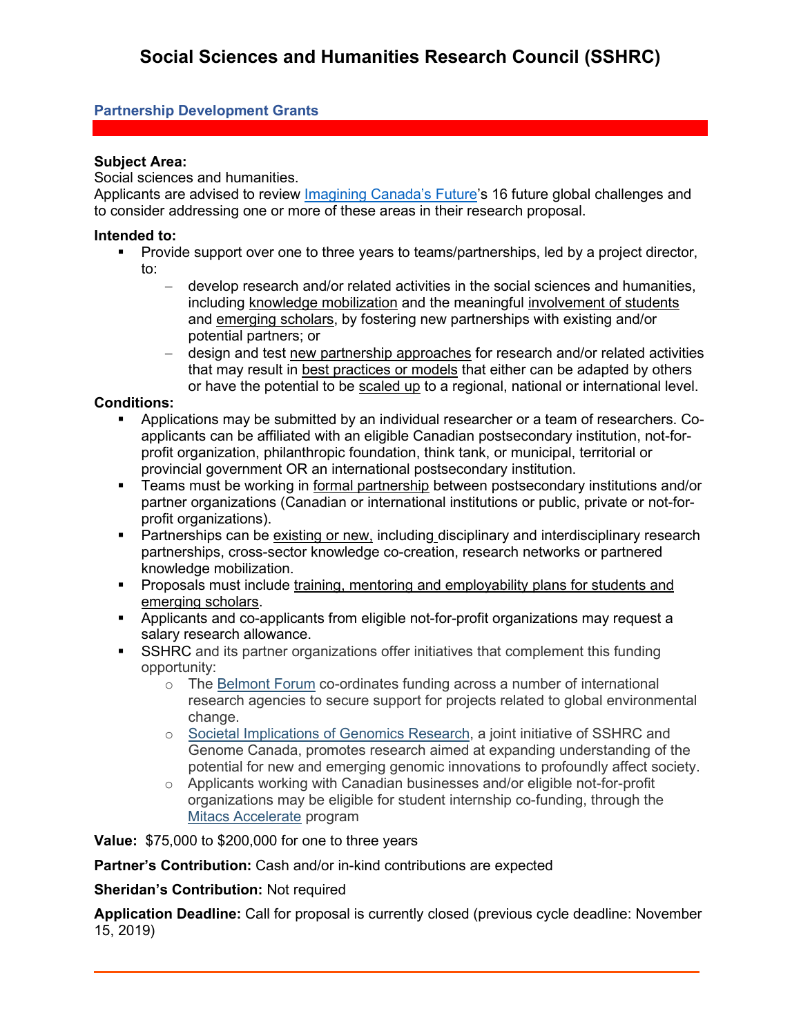# Social Sciences and Humanities Research Council (SSHRC)

## Partnership Development Grants

**Subject Area:**
Social sciences and humanities.
Applicants are advised to review Imagining Canada's Future's 16 future global challenges and to consider addressing one or more of these areas in their research proposal.

**Intended to:**

- Provide support over one to three years to teams/partnerships, led by a project director, to:
  - develop research and/or related activities in the social sciences and humanities, including knowledge mobilization and the meaningful involvement of students and emerging scholars, by fostering new partnerships with existing and/or potential partners; or
  - design and test new partnership approaches for research and/or related activities that may result in best practices or models that either can be adapted by others or have the potential to be scaled up to a regional, national or international level.

**Conditions:**

- Applications may be submitted by an individual researcher or a team of researchers. Co-applicants can be affiliated with an eligible Canadian postsecondary institution, not-for-profit organization, philanthropic foundation, think tank, or municipal, territorial or provincial government OR an international postsecondary institution.
- Teams must be working in formal partnership between postsecondary institutions and/or partner organizations (Canadian or international institutions or public, private or not-for-profit organizations).
- Partnerships can be existing or new, including disciplinary and interdisciplinary research partnerships, cross-sector knowledge co-creation, research networks or partnered knowledge mobilization.
- Proposals must include training, mentoring and employability plans for students and emerging scholars.
- Applicants and co-applicants from eligible not-for-profit organizations may request a salary research allowance.
- SSHRC and its partner organizations offer initiatives that complement this funding opportunity:
  - The Belmont Forum co-ordinates funding across a number of international research agencies to secure support for projects related to global environmental change.
  - Societal Implications of Genomics Research, a joint initiative of SSHRC and Genome Canada, promotes research aimed at expanding understanding of the potential for new and emerging genomic innovations to profoundly affect society.
  - Applicants working with Canadian businesses and/or eligible not-for-profit organizations may be eligible for student internship co-funding, through the Mitacs Accelerate program

**Value:** $75,000 to $200,000 for one to three years

**Partner's Contribution:** Cash and/or in-kind contributions are expected

**Sheridan's Contribution:** Not required

**Application Deadline:** Call for proposal is currently closed (previous cycle deadline: November 15, 2019)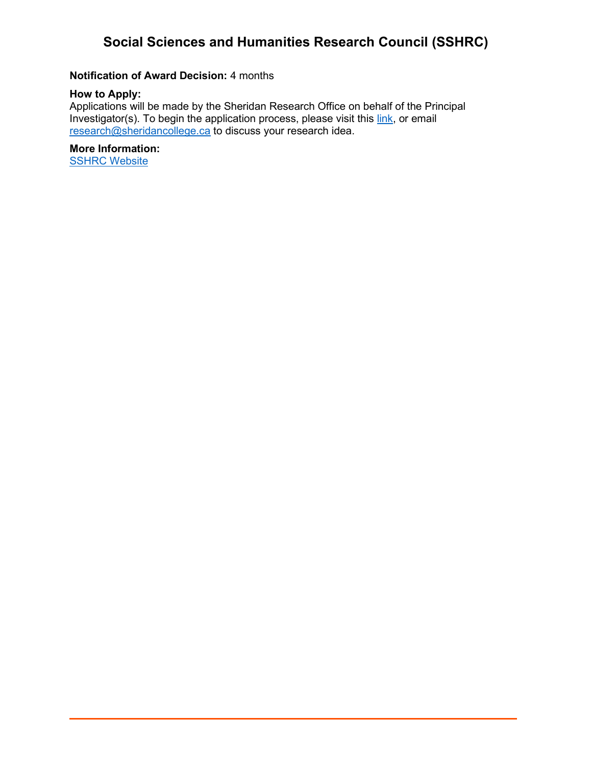# Social Sciences and Humanities Research Council (SSHRC)

**Notification of Award Decision:** 4 months

**How to Apply:**
Applications will be made by the Sheridan Research Office on behalf of the Principal Investigator(s). To begin the application process, please visit this link, or email research@sheridancollege.ca to discuss your research idea.

**More Information:**
SSHRC Website